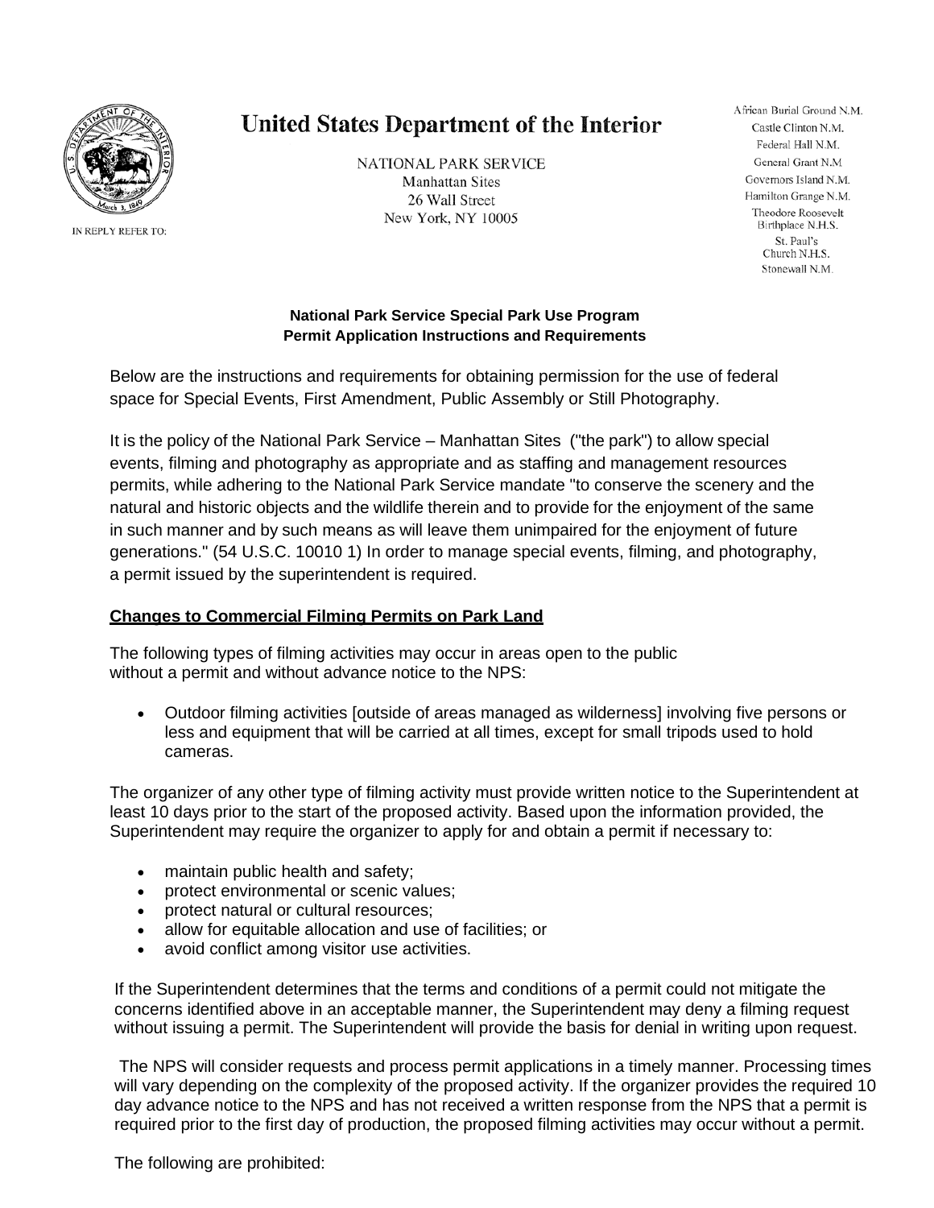**United States Department of the Interior**

NATIONAL PARK SERVICE
Manhattan Sites
26 Wall Street
New York, NY 10005

IN REPLY REFER TO:

African Burial Ground N.M.
Castle Clinton N.M.
Federal Hall N.M.
General Grant N.M.
Governors Island N.M.
Hamilton Grange N.M.
Theodore Roosevelt Birthplace N.H.S.
St. Paul's Church N.H.S.
Stonewall N.M.

**National Park Service Special Park Use Program**
**Permit Application Instructions and Requirements**

Below are the instructions and requirements for obtaining permission for the use of federal space for Special Events, First Amendment, Public Assembly or Still Photography.

It is the policy of the National Park Service – Manhattan Sites ("the park") to allow special events, filming and photography as appropriate and as staffing and management resources permits, while adhering to the National Park Service mandate "to conserve the scenery and the natural and historic objects and the wildlife therein and to provide for the enjoyment of the same in such manner and by such means as will leave them unimpaired for the enjoyment of future generations." (54 U.S.C. 10010 1) In order to manage special events, filming, and photography, a permit issued by the superintendent is required.

**Changes to Commercial Filming Permits on Park Land**

The following types of filming activities may occur in areas open to the public without a permit and without advance notice to the NPS:

- Outdoor filming activities [outside of areas managed as wilderness] involving five persons or less and equipment that will be carried at all times, except for small tripods used to hold cameras.

The organizer of any other type of filming activity must provide written notice to the Superintendent at least 10 days prior to the start of the proposed activity. Based upon the information provided, the Superintendent may require the organizer to apply for and obtain a permit if necessary to:

- maintain public health and safety;
- protect environmental or scenic values;
- protect natural or cultural resources;
- allow for equitable allocation and use of facilities; or
- avoid conflict among visitor use activities.

If the Superintendent determines that the terms and conditions of a permit could not mitigate the concerns identified above in an acceptable manner, the Superintendent may deny a filming request without issuing a permit. The Superintendent will provide the basis for denial in writing upon request.

The NPS will consider requests and process permit applications in a timely manner. Processing times will vary depending on the complexity of the proposed activity. If the organizer provides the required 10 day advance notice to the NPS and has not received a written response from the NPS that a permit is required prior to the first day of production, the proposed filming activities may occur without a permit.

The following are prohibited: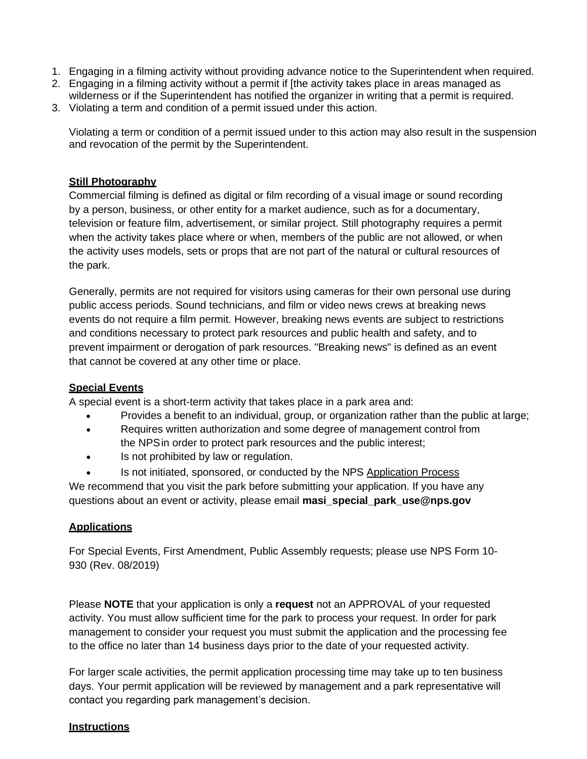1. Engaging in a filming activity without providing advance notice to the Superintendent when required.
2. Engaging in a filming activity without a permit if [the activity takes place in areas managed as wilderness or if the Superintendent has notified the organizer in writing that a permit is required.
3. Violating a term and condition of a permit issued under this action.

   Violating a term or condition of a permit issued under to this action may also result in the suspension and revocation of the permit by the Superintendent.

**Still Photography**

Commercial filming is defined as digital or film recording of a visual image or sound recording by a person, business, or other entity for a market audience, such as for a documentary, television or feature film, advertisement, or similar project. Still photography requires a permit when the activity takes place where or when, members of the public are not allowed, or when the activity uses models, sets or props that are not part of the natural or cultural resources of the park.

Generally, permits are not required for visitors using cameras for their own personal use during public access periods. Sound technicians, and film or video news crews at breaking news events do not require a film permit. However, breaking news events are subject to restrictions and conditions necessary to protect park resources and public health and safety, and to prevent impairment or derogation of park resources. "Breaking news" is defined as an event that cannot be covered at any other time or place.

**Special Events**

A special event is a short-term activity that takes place in a park area and:

- Provides a benefit to an individual, group, or organization rather than the public at large;
- Requires written authorization and some degree of management control from the NPS in order to protect park resources and the public interest;
- Is not prohibited by law or regulation.
- Is not initiated, sponsored, or conducted by the NPS Application Process

We recommend that you visit the park before submitting your application. If you have any questions about an event or activity, please email **masi_special_park_use@nps.gov**

**Applications**

For Special Events, First Amendment, Public Assembly requests; please use NPS Form 10-930 (Rev. 08/2019)

Please **NOTE** that your application is only a **request** not an APPROVAL of your requested activity. You must allow sufficient time for the park to process your request. In order for park management to consider your request you must submit the application and the processing fee to the office no later than 14 business days prior to the date of your requested activity.

For larger scale activities, the permit application processing time may take up to ten business days. Your permit application will be reviewed by management and a park representative will contact you regarding park management's decision.

**Instructions**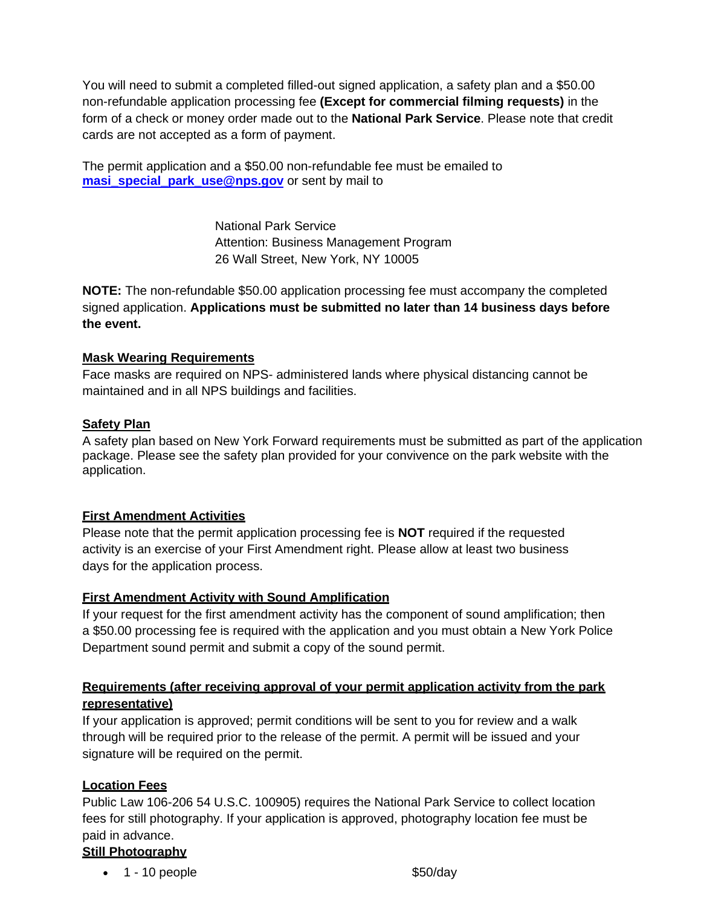You will need to submit a completed filled-out signed application, a safety plan and a $50.00 non-refundable application processing fee **(Except for commercial filming requests)** in the form of a check or money order made out to the **National Park Service**. Please note that credit cards are not accepted as a form of payment.

The permit application and a $50.00 non-refundable fee must be emailed to **masi_special_park_use@nps.gov** or sent by mail to

> National Park Service
> Attention: Business Management Program
> 26 Wall Street, New York, NY 10005

**NOTE:** The non-refundable $50.00 application processing fee must accompany the completed signed application. **Applications must be submitted no later than 14 business days before the event.**

**Mask Wearing Requirements**

Face masks are required on NPS- administered lands where physical distancing cannot be maintained and in all NPS buildings and facilities.

**Safety Plan**

A safety plan based on New York Forward requirements must be submitted as part of the application package. Please see the safety plan provided for your convivence on the park website with the application.

**First Amendment Activities**

Please note that the permit application processing fee is **NOT** required if the requested activity is an exercise of your First Amendment right. Please allow at least two business days for the application process.

**First Amendment Activity with Sound Amplification**

If your request for the first amendment activity has the component of sound amplification; then a $50.00 processing fee is required with the application and you must obtain a New York Police Department sound permit and submit a copy of the sound permit.

**Requirements (after receiving approval of your permit application activity from the park representative)**

If your application is approved; permit conditions will be sent to you for review and a walk through will be required prior to the release of the permit. A permit will be issued and your signature will be required on the permit.

**Location Fees**

Public Law 106-206 54 U.S.C. 100905) requires the National Park Service to collect location fees for still photography. If your application is approved, photography location fee must be paid in advance.

**Still Photography**

- 1 - 10 people $50/day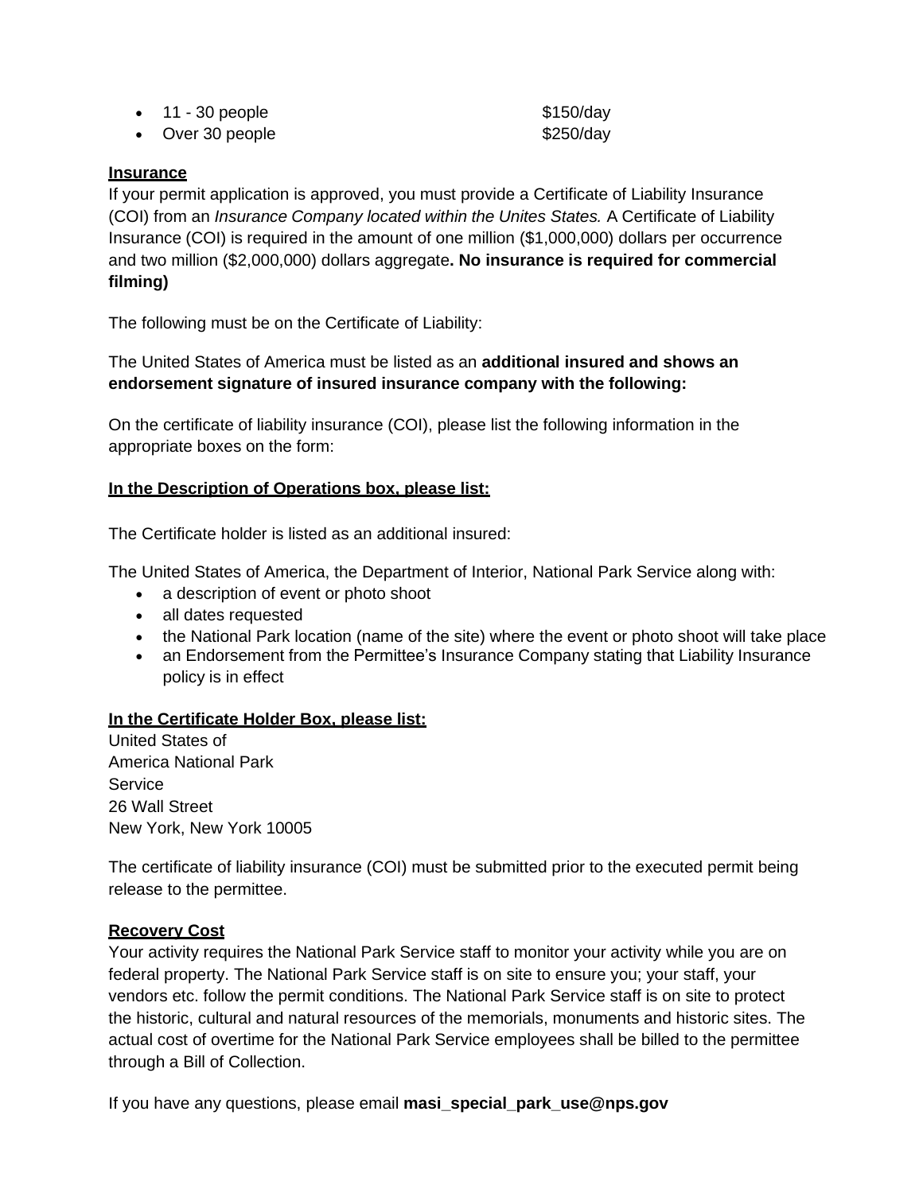- 11 - 30 people $150/day
- Over 30 people $250/day

**Insurance**

If your permit application is approved, you must provide a Certificate of Liability Insurance (COI) from an *Insurance Company located within the Unites States.* A Certificate of Liability Insurance (COI) is required in the amount of one million ($1,000,000) dollars per occurrence and two million ($2,000,000) dollars aggregate**. No insurance is required for commercial filming)**

The following must be on the Certificate of Liability:

The United States of America must be listed as an **additional insured and shows an endorsement signature of insured insurance company with the following:**

On the certificate of liability insurance (COI), please list the following information in the appropriate boxes on the form:

**In the Description of Operations box, please list:**

The Certificate holder is listed as an additional insured:

The United States of America, the Department of Interior, National Park Service along with:

- a description of event or photo shoot
- all dates requested
- the National Park location (name of the site) where the event or photo shoot will take place
- an Endorsement from the Permittee's Insurance Company stating that Liability Insurance policy is in effect

**In the Certificate Holder Box, please list:**

United States of
America National Park
Service
26 Wall Street
New York, New York 10005

The certificate of liability insurance (COI) must be submitted prior to the executed permit being release to the permittee.

**Recovery Cost**

Your activity requires the National Park Service staff to monitor your activity while you are on federal property. The National Park Service staff is on site to ensure you; your staff, your vendors etc. follow the permit conditions. The National Park Service staff is on site to protect the historic, cultural and natural resources of the memorials, monuments and historic sites. The actual cost of overtime for the National Park Service employees shall be billed to the permittee through a Bill of Collection.

If you have any questions, please email **masi_special_park_use@nps.gov**